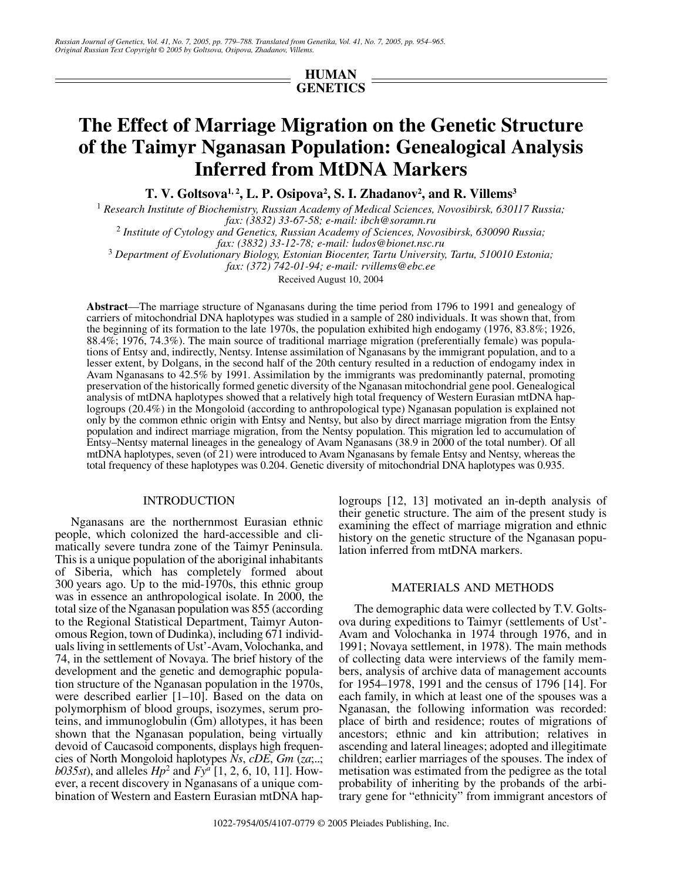HUMAN GENETICS

# The Effect of Marriage Migration on the Genetic Structure of the Taimyr Nganasan Population: Genealogical Analysis Inferred from MtDNA Markers

**T. V. Goltsova[1, 2], L. P. Osipova[2], S. I. Zhadanov[2], and R. Villems[3]**

[1] *Research Institute of Biochemistry, Russian Academy of Medical Sciences, Novosibirsk, 630117 Russia; fax: (3832) 33-67-58; e-mail: ibch@soramn.ru*

[2] *Institute of Cytology and Genetics, Russian Academy of Sciences, Novosibirsk, 630090 Russia; fax: (3832) 33-12-78; e-mail: ludos@bionet.nsc.ru*

[3] *Department of Evolutionary Biology, Estonian Biocenter, Tartu University, Tartu, 510010 Estonia; fax: (372) 742-01-94; e-mail: rvillems@ebc.ee*

Received August 10, 2004

**Abstract**—The marriage structure of Nganasans during the time period from 1796 to 1991 and genealogy of carriers of mitochondrial DNA haplotypes was studied in a sample of 280 individuals. It was shown that, from the beginning of its formation to the late 1970s, the population exhibited high endogamy (1976, 83.8%; 1926, 88.4%; 1976, 74.3%). The main source of traditional marriage migration (preferentially female) was populations of Entsy and, indirectly, Nentsy. Intense assimilation of Nganasans by the immigrant population, and to a lesser extent, by Dolgans, in the second half of the 20th century resulted in a reduction of endogamy index in Avam Nganasans to 42.5% by 1991. Assimilation by the immigrants was predominantly paternal, promoting preservation of the historically formed genetic diversity of the Nganasan mitochondrial gene pool. Genealogical analysis of mtDNA haplotypes showed that a relatively high total frequency of Western Eurasian mtDNA haplogroups (20.4%) in the Mongoloid (according to anthropological type) Nganasan population is explained not only by the common ethnic origin with Entsy and Nentsy, but also by direct marriage migration from the Entsy population and indirect marriage migration, from the Nentsy population. This migration led to accumulation of Entsy–Nentsy maternal lineages in the genealogy of Avam Nganasans (38.9 in 2000 of the total number). Of all mtDNA haplotypes, seven (of 21) were introduced to Avam Nganasans by female Entsy and Nentsy, whereas the total frequency of these haplotypes was 0.204. Genetic diversity of mitochondrial DNA haplotypes was 0.935.

## INTRODUCTION

Nganasans are the northernmost Eurasian ethnic people, which colonized the hard-accessible and climatically severe tundra zone of the Taimyr Peninsula. This is a unique population of the aboriginal inhabitants of Siberia, which has completely formed about 300 years ago. Up to the mid-1970s, this ethnic group was in essence an anthropological isolate. In 2000, the total size of the Nganasan population was 855 (according to the Regional Statistical Department, Taimyr Autonomous Region, town of Dudinka), including 671 individuals living in settlements of Ust'-Avam, Volochanka, and 74, in the settlement of Novaya. The brief history of the development and the genetic and demographic population structure of the Nganasan population in the 1970s, were described earlier [1–10]. Based on the data on polymorphism of blood groups, isozymes, serum proteins, and immunoglobulin (Gm) allotypes, it has been shown that the Nganasan population, being virtually devoid of Caucasoid components, displays high frequencies of North Mongoloid haplotypes *Ns*, *cDE*, *Gm* (*za*;..; *b035st*), and alleles $Hp^2$ and $Fy^a$ [1, 2, 6, 10, 11]. However, a recent discovery in Nganasans of a unique combination of Western and Eastern Eurasian mtDNA haplogroups [12, 13] motivated an in-depth analysis of their genetic structure. The aim of the present study is examining the effect of marriage migration and ethnic history on the genetic structure of the Nganasan population inferred from mtDNA markers.

## MATERIALS AND METHODS

The demographic data were collected by T.V. Goltsova during expeditions to Taimyr (settlements of Ust'-Avam and Volochanka in 1974 through 1976, and in 1991; Novaya settlement, in 1978). The main methods of collecting data were interviews of the family members, analysis of archive data of management accounts for 1954–1978, 1991 and the census of 1796 [14]. For each family, in which at least one of the spouses was a Nganasan, the following information was recorded: place of birth and residence; routes of migrations of ancestors; ethnic and kin attribution; relatives in ascending and lateral lineages; adopted and illegitimate children; earlier marriages of the spouses. The index of metisation was estimated from the pedigree as the total probability of inheriting by the probands of the arbitrary gene for "ethnicity" from immigrant ancestors of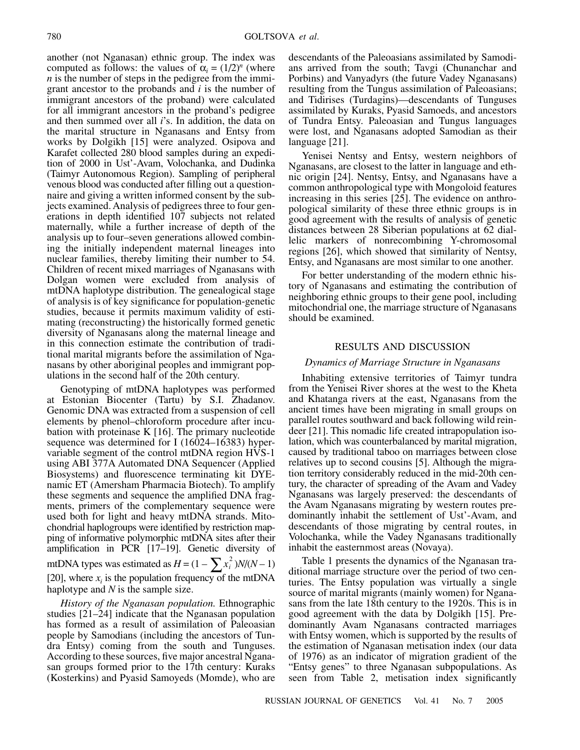another (not Nganasan) ethnic group. The index was computed as follows: the values of $\alpha_i = (1/2)^n$ (where $n$ is the number of steps in the pedigree from the immigrant ancestor to the probands and $i$ is the number of immigrant ancestors of the proband) were calculated for all immigrant ancestors in the proband's pedigree and then summed over all $i$'s. In addition, the data on the marital structure in Nganasans and Entsy from works by Dolgikh [15] were analyzed. Osipova and Karafet collected 280 blood samples during an expedition of 2000 in Ust'-Avam, Volochanka, and Dudinka (Taimyr Autonomous Region). Sampling of peripheral venous blood was conducted after filling out a questionnaire and giving a written informed consent by the subjects examined. Analysis of pedigrees three to four generations in depth identified 107 subjects not related maternally, while a further increase of depth of the analysis up to four–seven generations allowed combining the initially independent maternal lineages into nuclear families, thereby limiting their number to 54. Children of recent mixed marriages of Nganasans with Dolgan women were excluded from analysis of mtDNA haplotype distribution. The genealogical stage of analysis is of key significance for population-genetic studies, because it permits maximum validity of estimating (reconstructing) the historically formed genetic diversity of Nganasans along the maternal lineage and in this connection estimate the contribution of traditional marital migrants before the assimilation of Nganasans by other aboriginal peoples and immigrant populations in the second half of the 20th century.

Genotyping of mtDNA haplotypes was performed at Estonian Biocenter (Tartu) by S.I. Zhadanov. Genomic DNA was extracted from a suspension of cell elements by phenol–chloroform procedure after incubation with proteinase K [16]. The primary nucleotide sequence was determined for I (16024–16383) hypervariable segment of the control mtDNA region HVS-1 using ABI 377A Automated DNA Sequencer (Applied Biosystems) and fluorescence terminating kit DYEnamic ET (Amersham Pharmacia Biotech). To amplify these segments and sequence the amplified DNA fragments, primers of the complementary sequence were used both for light and heavy mtDNA strands. Mitochondrial haplogroups were identified by restriction mapping of informative polymorphic mtDNA sites after their amplification in PCR [17–19]. Genetic diversity of mtDNA types was estimated as $H = (1 - \sum x_i^2)N/(N-1)$ [20], where $x_i$ is the population frequency of the mtDNA haplotype and $N$ is the sample size.

*History of the Nganasan population.* Ethnographic studies [21–24] indicate that the Nganasan population has formed as a result of assimilation of Paleoasian people by Samodians (including the ancestors of Tundra Entsy) coming from the south and Tunguses. According to these sources, five major ancestral Nganasan groups formed prior to the 17th century: Kuraks (Kosterkins) and Pyasid Samoyeds (Momde), who are descendants of the Paleoasians assimilated by Samodians arrived from the south; Tavgi (Chunanchar and Porbins) and Vanyadyrs (the future Vadey Nganasans) resulting from the Tungus assimilation of Paleoasians; and Tidirises (Turdagins)—descendants of Tunguses assimilated by Kuraks, Pyasid Samoeds, and ancestors of Tundra Entsy. Paleoasian and Tungus languages were lost, and Nganasans adopted Samodian as their language [21].

Yenisei Nentsy and Entsy, western neighbors of Nganasans, are closest to the latter in language and ethnic origin [24]. Nentsy, Entsy, and Nganasans have a common anthropological type with Mongoloid features increasing in this series [25]. The evidence on anthropological similarity of these three ethnic groups is in good agreement with the results of analysis of genetic distances between 28 Siberian populations at 62 diallelic markers of nonrecombining Y-chromosomal regions [26], which showed that similarity of Nentsy, Entsy, and Nganasans are most similar to one another.

For better understanding of the modern ethnic history of Nganasans and estimating the contribution of neighboring ethnic groups to their gene pool, including mitochondrial one, the marriage structure of Nganasans should be examined.

## RESULTS AND DISCUSSION

### *Dynamics of Marriage Structure in Nganasans*

Inhabiting extensive territories of Taimyr tundra from the Yenisei River shores at the west to the Kheta and Khatanga rivers at the east, Nganasans from the ancient times have been migrating in small groups on parallel routes southward and back following wild reindeer [21]. This nomadic life created intrapopulation isolation, which was counterbalanced by marital migration, caused by traditional taboo on marriages between close relatives up to second cousins [5]. Although the migration territory considerably reduced in the mid-20th century, the character of spreading of the Avam and Vadey Nganasans was largely preserved: the descendants of the Avam Nganasans migrating by western routes predominantly inhabit the settlement of Ust'-Avam, and descendants of those migrating by central routes, in Volochanka, while the Vadey Nganasans traditionally inhabit the easternmost areas (Novaya).

Table 1 presents the dynamics of the Nganasan traditional marriage structure over the period of two centuries. The Entsy population was virtually a single source of marital migrants (mainly women) for Nganasans from the late 18th century to the 1920s. This is in good agreement with the data by Dolgikh [15]. Predominantly Avam Nganasans contracted marriages with Entsy women, which is supported by the results of the estimation of Nganasan metisation index (our data of 1976) as an indicator of migration gradient of the "Entsy genes" to three Nganasan subpopulations. As seen from Table 2, metisation index significantly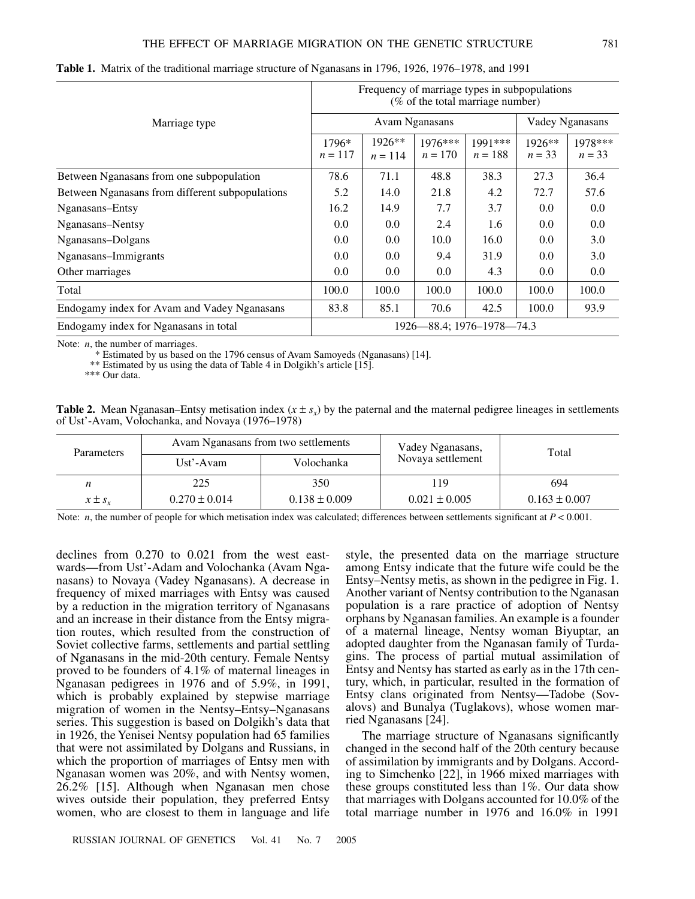**Table 1.** Matrix of the traditional marriage structure of Nganasans in 1796, 1926, 1976–1978, and 1991

| Marriage type | Frequency of marriage types in subpopulations (% of the total marriage number) | | | | | |
|---|---|---|---|---|---|---|
| | Avam Nganasans | | | | Vadey Nganasans | |
| | 1796* $n = 117$ | 1926** $n = 114$ | 1976*** $n = 170$ | 1991*** $n = 188$ | 1926** $n = 33$ | 1978*** $n = 33$ |
| Between Nganasans from one subpopulation | 78.6 | 71.1 | 48.8 | 38.3 | 27.3 | 36.4 |
| Between Nganasans from different subpopulations | 5.2 | 14.0 | 21.8 | 4.2 | 72.7 | 57.6 |
| Nganasans–Entsy | 16.2 | 14.9 | 7.7 | 3.7 | 0.0 | 0.0 |
| Nganasans–Nentsy | 0.0 | 0.0 | 2.4 | 1.6 | 0.0 | 0.0 |
| Nganasans–Dolgans | 0.0 | 0.0 | 10.0 | 16.0 | 0.0 | 3.0 |
| Nganasans–Immigrants | 0.0 | 0.0 | 9.4 | 31.9 | 0.0 | 3.0 |
| Other marriages | 0.0 | 0.0 | 0.0 | 4.3 | 0.0 | 0.0 |
| Total | 100.0 | 100.0 | 100.0 | 100.0 | 100.0 | 100.0 |
| Endogamy index for Avam and Vadey Nganasans | 83.8 | 85.1 | 70.6 | 42.5 | 100.0 | 93.9 |
| Endogamy index for Nganasans in total | 1926—88.4; 1976–1978—74.3 | | | | | |

Note: $n$, the number of marriages.
\* Estimated by us based on the 1796 census of Avam Samoyeds (Nganasans) [14].
\*\* Estimated by us using the data of Table 4 in Dolgikh's article [15].
\*\*\* Our data.

**Table 2.** Mean Nganasan–Entsy metisation index ($x \pm s_x$) by the paternal and the maternal pedigree lineages in settlements of Ust'-Avam, Volochanka, and Novaya (1976–1978)

| Parameters | Avam Nganasans from two settlements | | Vadey Nganasans, Novaya settlement | Total |
|---|---|---|---|---|
| | Ust'-Avam | Volochanka | | |
| $n$ | 225 | 350 | 119 | 694 |
| $x \pm s_x$ | $0.270 \pm 0.014$ | $0.138 \pm 0.009$ | $0.021 \pm 0.005$ | $0.163 \pm 0.007$ |

Note: $n$, the number of people for which metisation index was calculated; differences between settlements significant at $P < 0.001$.

declines from 0.270 to 0.021 from the west eastwards—from Ust'-Adam and Volochanka (Avam Nganasans) to Novaya (Vadey Nganasans). A decrease in frequency of mixed marriages with Entsy was caused by a reduction in the migration territory of Nganasans and an increase in their distance from the Entsy migration routes, which resulted from the construction of Soviet collective farms, settlements and partial settling of Nganasans in the mid-20th century. Female Nentsy proved to be founders of 4.1% of maternal lineages in Nganasan pedigrees in 1976 and of 5.9%, in 1991, which is probably explained by stepwise marriage migration of women in the Nentsy–Entsy–Nganasans series. This suggestion is based on Dolgikh's data that in 1926, the Yenisei Nentsy population had 65 families that were not assimilated by Dolgans and Russians, in which the proportion of marriages of Entsy men with Nganasan women was 20%, and with Nentsy women, 26.2% [15]. Although when Nganasan men chose wives outside their population, they preferred Entsy women, who are closest to them in language and life style, the presented data on the marriage structure among Entsy indicate that the future wife could be the Entsy–Nentsy metis, as shown in the pedigree in Fig. 1. Another variant of Nentsy contribution to the Nganasan population is a rare practice of adoption of Nentsy orphans by Nganasan families. An example is a founder of a maternal lineage, Nentsy woman Biyuptar, an adopted daughter from the Nganasan family of Turdagins. The process of partial mutual assimilation of Entsy and Nentsy has started as early as in the 17th century, which, in particular, resulted in the formation of Entsy clans originated from Nentsy—Tadobe (Sovalovs) and Bunalya (Tuglakovs), whose women married Nganasans [24].

The marriage structure of Nganasans significantly changed in the second half of the 20th century because of assimilation by immigrants and by Dolgans. According to Simchenko [22], in 1966 mixed marriages with these groups constituted less than 1%. Our data show that marriages with Dolgans accounted for 10.0% of the total marriage number in 1976 and 16.0% in 1991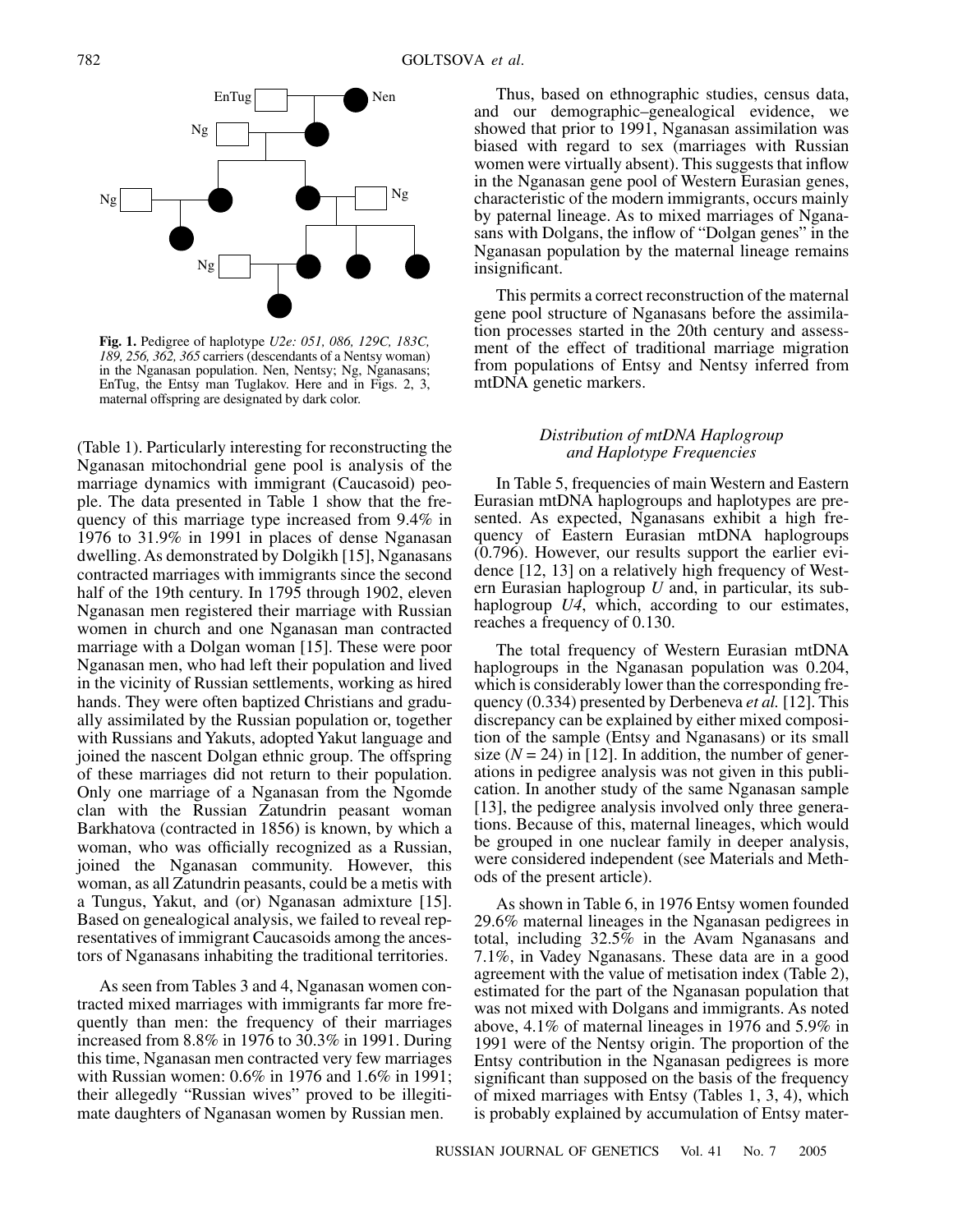**Fig. 1.** Pedigree of haplotype *U2e: 051, 086, 129C, 183C, 189, 256, 362, 365* carriers (descendants of a Nentsy woman) in the Nganasan population. Nen, Nentsy; Ng, Nganasans; EnTug, the Entsy man Tuglakov. Here and in Figs. 2, 3, maternal offspring are designated by dark color.

(Table 1). Particularly interesting for reconstructing the Nganasan mitochondrial gene pool is analysis of the marriage dynamics with immigrant (Caucasoid) people. The data presented in Table 1 show that the frequency of this marriage type increased from 9.4% in 1976 to 31.9% in 1991 in places of dense Nganasan dwelling. As demonstrated by Dolgikh [15], Nganasans contracted marriages with immigrants since the second half of the 19th century. In 1795 through 1902, eleven Nganasan men registered their marriage with Russian women in church and one Nganasan man contracted marriage with a Dolgan woman [15]. These were poor Nganasan men, who had left their population and lived in the vicinity of Russian settlements, working as hired hands. They were often baptized Christians and gradually assimilated by the Russian population or, together with Russians and Yakuts, adopted Yakut language and joined the nascent Dolgan ethnic group. The offspring of these marriages did not return to their population. Only one marriage of a Nganasan from the Ngomde clan with the Russian Zatundrin peasant woman Barkhatova (contracted in 1856) is known, by which a woman, who was officially recognized as a Russian, joined the Nganasan community. However, this woman, as all Zatundrin peasants, could be a metis with a Tungus, Yakut, and (or) Nganasan admixture [15]. Based on genealogical analysis, we failed to reveal representatives of immigrant Caucasoids among the ancestors of Nganasans inhabiting the traditional territories.

As seen from Tables 3 and 4, Nganasan women contracted mixed marriages with immigrants far more frequently than men: the frequency of their marriages increased from 8.8% in 1976 to 30.3% in 1991. During this time, Nganasan men contracted very few marriages with Russian women: 0.6% in 1976 and 1.6% in 1991; their allegedly "Russian wives" proved to be illegitimate daughters of Nganasan women by Russian men.

Thus, based on ethnographic studies, census data, and our demographic–genealogical evidence, we showed that prior to 1991, Nganasan assimilation was biased with regard to sex (marriages with Russian women were virtually absent). This suggests that inflow in the Nganasan gene pool of Western Eurasian genes, characteristic of the modern immigrants, occurs mainly by paternal lineage. As to mixed marriages of Nganasans with Dolgans, the inflow of "Dolgan genes" in the Nganasan population by the maternal lineage remains insignificant.

This permits a correct reconstruction of the maternal gene pool structure of Nganasans before the assimilation processes started in the 20th century and assessment of the effect of traditional marriage migration from populations of Entsy and Nentsy inferred from mtDNA genetic markers.

### *Distribution of mtDNA Haplogroup and Haplotype Frequencies*

In Table 5, frequencies of main Western and Eastern Eurasian mtDNA haplogroups and haplotypes are presented. As expected, Nganasans exhibit a high frequency of Eastern Eurasian mtDNA haplogroups (0.796). However, our results support the earlier evidence [12, 13] on a relatively high frequency of Western Eurasian haplogroup *U* and, in particular, its subhaplogroup *U4*, which, according to our estimates, reaches a frequency of 0.130.

The total frequency of Western Eurasian mtDNA haplogroups in the Nganasan population was 0.204, which is considerably lower than the corresponding frequency (0.334) presented by Derbeneva *et al.* [12]. This discrepancy can be explained by either mixed composition of the sample (Entsy and Nganasans) or its small size ($N = 24$) in [12]. In addition, the number of generations in pedigree analysis was not given in this publication. In another study of the same Nganasan sample [13], the pedigree analysis involved only three generations. Because of this, maternal lineages, which would be grouped in one nuclear family in deeper analysis, were considered independent (see Materials and Methods of the present article).

As shown in Table 6, in 1976 Entsy women founded 29.6% maternal lineages in the Nganasan pedigrees in total, including 32.5% in the Avam Nganasans and 7.1%, in Vadey Nganasans. These data are in a good agreement with the value of metisation index (Table 2), estimated for the part of the Nganasan population that was not mixed with Dolgans and immigrants. As noted above, 4.1% of maternal lineages in 1976 and 5.9% in 1991 were of the Nentsy origin. The proportion of the Entsy contribution in the Nganasan pedigrees is more significant than supposed on the basis of the frequency of mixed marriages with Entsy (Tables 1, 3, 4), which is probably explained by accumulation of Entsy mater-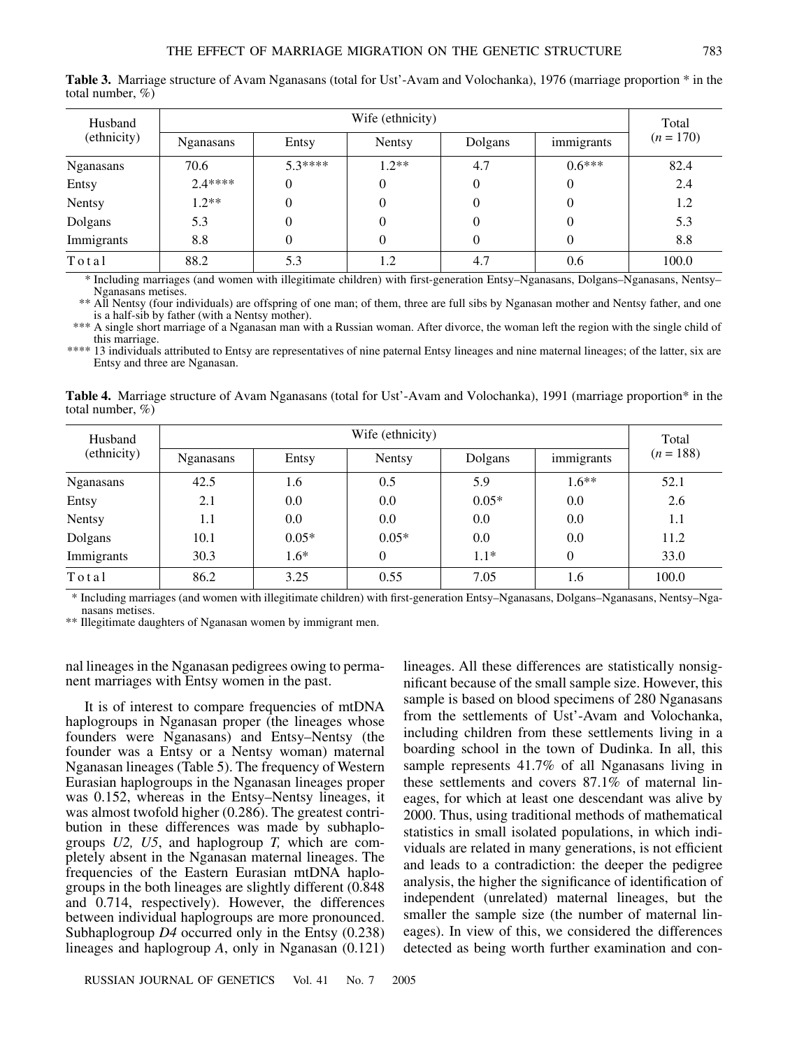**Table 3.** Marriage structure of Avam Nganasans (total for Ust'-Avam and Volochanka), 1976 (marriage proportion * in the total number, %)

| Husband (ethnicity) | Wife (ethnicity) | | | | | Total ($n$ = 170) |
|---|---|---|---|---|---|---|
| | Nganasans | Entsy | Nentsy | Dolgans | immigrants | |
| Nganasans | 70.6 | 5.3**** | 1.2** | 4.7 | 0.6*** | 82.4 |
| Entsy | 2.4**** | 0 | 0 | 0 | 0 | 2.4 |
| Nentsy | 1.2** | 0 | 0 | 0 | 0 | 1.2 |
| Dolgans | 5.3 | 0 | 0 | 0 | 0 | 5.3 |
| Immigrants | 8.8 | 0 | 0 | 0 | 0 | 8.8 |
| Total | 88.2 | 5.3 | 1.2 | 4.7 | 0.6 | 100.0 |

\* Including marriages (and women with illegitimate children) with first-generation Entsy–Nganasans, Dolgans–Nganasans, Nentsy–Nganasans metises.

** All Nentsy (four individuals) are offspring of one man; of them, three are full sibs by Nganasan mother and Nentsy father, and one is a half-sib by father (with a Nentsy mother).

*** A single short marriage of a Nganasan man with a Russian woman. After divorce, the woman left the region with the single child of this marriage.

**** 13 individuals attributed to Entsy are representatives of nine paternal Entsy lineages and nine maternal lineages; of the latter, six are Entsy and three are Nganasan.

**Table 4.** Marriage structure of Avam Nganasans (total for Ust'-Avam and Volochanka), 1991 (marriage proportion* in the total number, %)

| Husband (ethnicity) | Wife (ethnicity) | | | | | Total ($n$ = 188) |
|---|---|---|---|---|---|---|
| | Nganasans | Entsy | Nentsy | Dolgans | immigrants | |
| Nganasans | 42.5 | 1.6 | 0.5 | 5.9 | 1.6** | 52.1 |
| Entsy | 2.1 | 0.0 | 0.0 | 0.05* | 0.0 | 2.6 |
| Nentsy | 1.1 | 0.0 | 0.0 | 0.0 | 0.0 | 1.1 |
| Dolgans | 10.1 | 0.05* | 0.05* | 0.0 | 0.0 | 11.2 |
| Immigrants | 30.3 | 1.6* | 0 | 1.1* | 0 | 33.0 |
| Total | 86.2 | 3.25 | 0.55 | 7.05 | 1.6 | 100.0 |

\* Including marriages (and women with illegitimate children) with first-generation Entsy–Nganasans, Dolgans–Nganasans, Nentsy–Nganasans metises.

** Illegitimate daughters of Nganasan women by immigrant men.

nal lineages in the Nganasan pedigrees owing to permanent marriages with Entsy women in the past.

It is of interest to compare frequencies of mtDNA haplogroups in Nganasan proper (the lineages whose founders were Nganasans) and Entsy–Nentsy (the founder was a Entsy or a Nentsy woman) maternal Nganasan lineages (Table 5). The frequency of Western Eurasian haplogroups in the Nganasan lineages proper was 0.152, whereas in the Entsy–Nentsy lineages, it was almost twofold higher (0.286). The greatest contribution in these differences was made by subhaplogroups *U2, U5*, and haplogroup *T,* which are completely absent in the Nganasan maternal lineages. The frequencies of the Eastern Eurasian mtDNA haplogroups in the both lineages are slightly different (0.848 and 0.714, respectively). However, the differences between individual haplogroups are more pronounced. Subhaplogroup *D4* occurred only in the Entsy (0.238) lineages and haplogroup *A*, only in Nganasan (0.121) lineages. All these differences are statistically nonsignificant because of the small sample size. However, this sample is based on blood specimens of 280 Nganasans from the settlements of Ust'-Avam and Volochanka, including children from these settlements living in a boarding school in the town of Dudinka. In all, this sample represents 41.7% of all Nganasans living in these settlements and covers 87.1% of maternal lineages, for which at least one descendant was alive by 2000. Thus, using traditional methods of mathematical statistics in small isolated populations, in which individuals are related in many generations, is not efficient and leads to a contradiction: the deeper the pedigree analysis, the higher the significance of identification of independent (unrelated) maternal lineages, but the smaller the sample size (the number of maternal lineages). In view of this, we considered the differences detected as being worth further examination and con-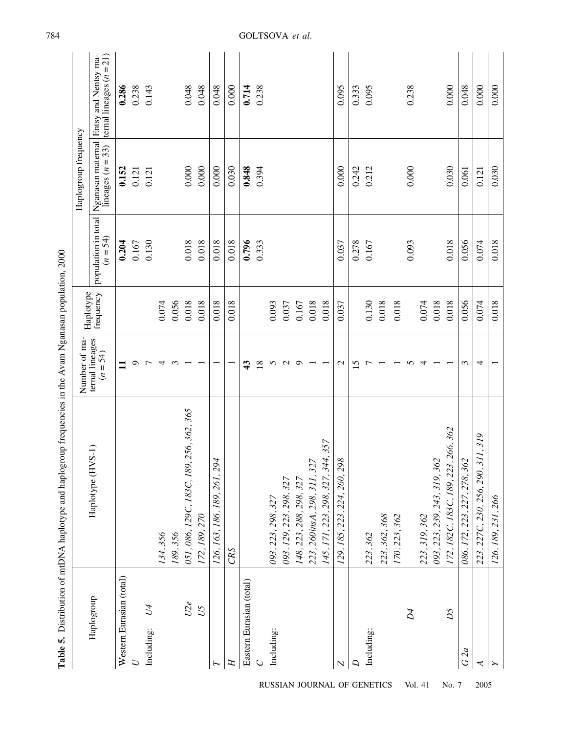**Table 5.** Distribution of mtDNA haplotype and haplogroup frequencies in the Avam Nganasan population, 2000

| Haplogroup | | Haplotype (HVS-1) | Number of maternal lineages ($n = 54$) | Haplotype frequency | Haplogroup frequency | | |
|---|---|---|---|---|---|---|---|
| | | | | | population in total ($n = 54$) | Nganasan maternal lineages ($n = 33$) | Entsy and Nentsy maternal lineages ($n = 21$) |
| Western Eurasian (total) | | | **11** | | **0.204** | **0.152** | **0.286** |
| *U* | | | 9 | | 0.167 | 0.121 | 0.238 |
| Including: | *U4* | | 7 | | 0.130 | 0.121 | 0.143 |
| | | *134, 356* | 4 | 0.074 | | | |
| | | *189, 356* | 3 | 0.056 | | | |
| | *U2e* | *051, 086, 129C, 183C, 189, 256, 362, 365* | 1 | 0.018 | 0.018 | 0.000 | 0.048 |
| | *U5* | *172, 189, 270* | 1 | 0.018 | 0.018 | 0.000 | 0.048 |
| *T* | | *126, 163, 186, 189, 261, 294* | 1 | 0.018 | 0.018 | 0.000 | 0.048 |
| *H* | | *CRS* | 1 | 0.018 | 0.018 | 0.030 | 0.000 |
| Eastern Eurasian (total) | | | **43** | | **0.796** | **0.848** | **0.714** |
| *C* | | | 18 | | 0.333 | 0.394 | 0.238 |
| Including: | | *093, 223, 298, 327* | 5 | 0.093 | | | |
| | | *093, 129, 223, 298, 327* | 2 | 0.037 | | | |
| | | *148, 223, 288, 298, 327* | 9 | 0.167 | | | |
| | | *223, 260insA, 298, 311, 327* | 1 | 0.018 | | | |
| | | *145, 171, 223, 298, 327, 344, 357* | 1 | 0.018 | | | |
| *Z* | | *129, 185, 223, 224, 260, 298* | 2 | 0.037 | 0.037 | 0.000 | 0.095 |
| *D* | | | 15 | | 0.278 | 0.242 | 0.333 |
| Including: | | *223, 362* | 7 | 0.130 | 0.167 | 0.212 | 0.095 |
| | | *223, 362, 368* | 1 | 0.018 | | | |
| | | *170, 223, 362* | 1 | 0.018 | | | |
| | *D4* | *223, 319, 362* | 5 | 0.093 | 0.093 | 0.000 | 0.238 |
| | | *093, 223, 239, 243, 319, 362* | 4 | 0.074 | | | |
| | | *172, 182C, 183C, 189, 223, 266, 362* | 1 | 0.018 | | | |
| | *D5* | | 1 | 0.018 | 0.018 | 0.030 | 0.000 |
| *G 2a* | | *086, 172, 223, 227, 278, 362* | 3 | 0.056 | 0.056 | 0.061 | 0.048 |
| *A* | | *223, 227C, 230, 256, 290, 311, 319* | 4 | 0.074 | 0.074 | 0.121 | 0.000 |
| *Y* | | *126, 189, 231, 266* | 1 | 0.018 | 0.018 | 0.030 | 0.000 |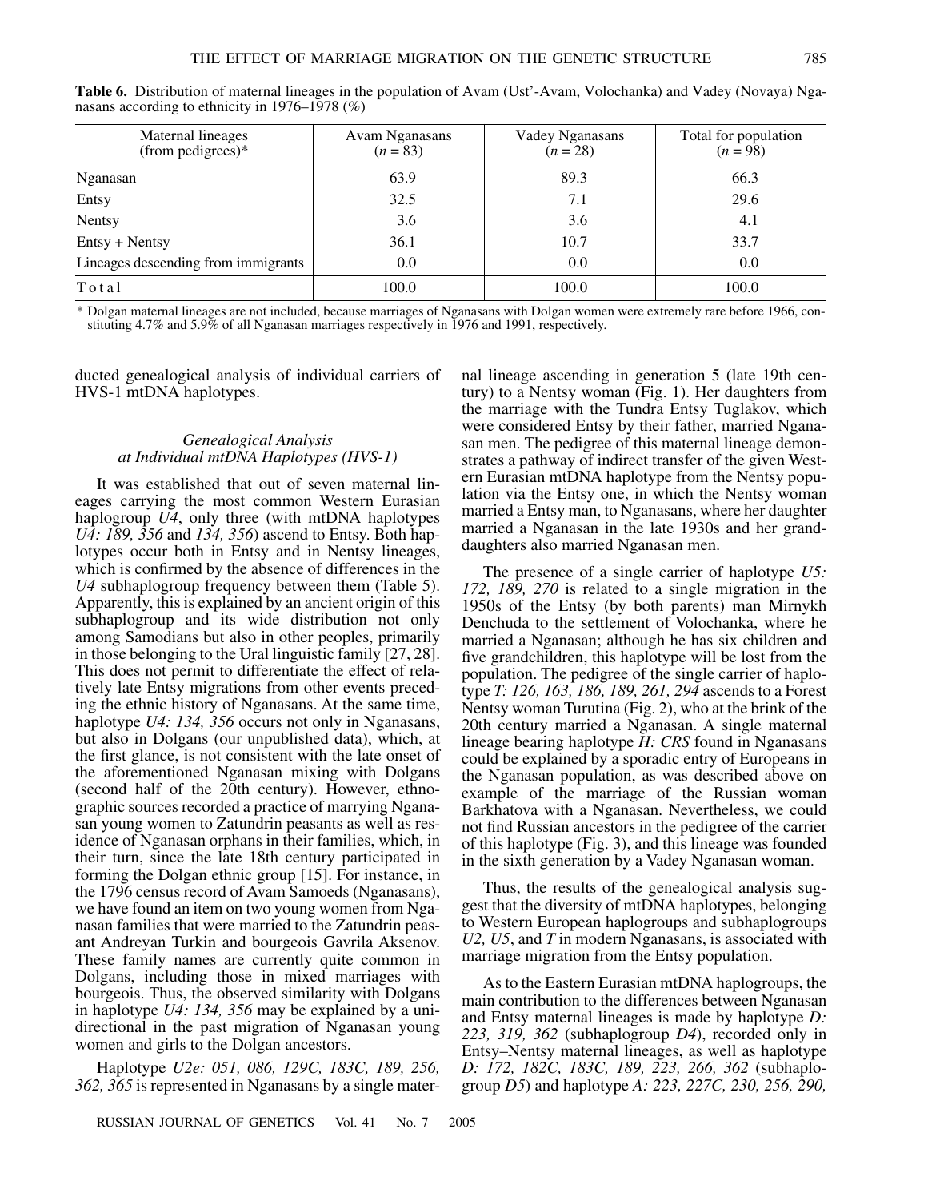**Table 6.** Distribution of maternal lineages in the population of Avam (Ust'-Avam, Volochanka) and Vadey (Novaya) Nganasans according to ethnicity in 1976–1978 (%)

| Maternal lineages (from pedigrees)* | Avam Nganasans ($n = 83$) | Vadey Nganasans ($n = 28$) | Total for population ($n = 98$) |
|---|---|---|---|
| Nganasan | 63.9 | 89.3 | 66.3 |
| Entsy | 32.5 | 7.1 | 29.6 |
| Nentsy | 3.6 | 3.6 | 4.1 |
| Entsy + Nentsy | 36.1 | 10.7 | 33.7 |
| Lineages descending from immigrants | 0.0 | 0.0 | 0.0 |
| Total | 100.0 | 100.0 | 100.0 |

\* Dolgan maternal lineages are not included, because marriages of Nganasans with Dolgan women were extremely rare before 1966, constituting 4.7% and 5.9% of all Nganasan marriages respectively in 1976 and 1991, respectively.

ducted genealogical analysis of individual carriers of HVS-1 mtDNA haplotypes.

### *Genealogical Analysis at Individual mtDNA Haplotypes (HVS-1)*

It was established that out of seven maternal lineages carrying the most common Western Eurasian haplogroup *U4*, only three (with mtDNA haplotypes *U4: 189, 356* and *134, 356*) ascend to Entsy. Both haplotypes occur both in Entsy and in Nentsy lineages, which is confirmed by the absence of differences in the *U4* subhaplogroup frequency between them (Table 5). Apparently, this is explained by an ancient origin of this subhaplogroup and its wide distribution not only among Samodians but also in other peoples, primarily in those belonging to the Ural linguistic family [27, 28]. This does not permit to differentiate the effect of relatively late Entsy migrations from other events preceding the ethnic history of Nganasans. At the same time, haplotype *U4: 134, 356* occurs not only in Nganasans, but also in Dolgans (our unpublished data), which, at the first glance, is not consistent with the late onset of the aforementioned Nganasan mixing with Dolgans (second half of the 20th century). However, ethnographic sources recorded a practice of marrying Nganasan young women to Zatundrin peasants as well as residence of Nganasan orphans in their families, which, in their turn, since the late 18th century participated in forming the Dolgan ethnic group [15]. For instance, in the 1796 census record of Avam Samoeds (Nganasans), we have found an item on two young women from Nganasan families that were married to the Zatundrin peasant Andreyan Turkin and bourgeois Gavrila Aksenov. These family names are currently quite common in Dolgans, including those in mixed marriages with bourgeois. Thus, the observed similarity with Dolgans in haplotype *U4: 134, 356* may be explained by a unidirectional in the past migration of Nganasan young women and girls to the Dolgan ancestors.

Haplotype *U2e: 051, 086, 129C, 183C, 189, 256, 362, 365* is represented in Nganasans by a single maternal lineage ascending in generation 5 (late 19th century) to a Nentsy woman (Fig. 1). Her daughters from the marriage with the Tundra Entsy Tuglakov, which were considered Entsy by their father, married Nganasan men. The pedigree of this maternal lineage demonstrates a pathway of indirect transfer of the given Western Eurasian mtDNA haplotype from the Nentsy population via the Entsy one, in which the Nentsy woman married a Entsy man, to Nganasans, where her daughter married a Nganasan in the late 1930s and her granddaughters also married Nganasan men.

The presence of a single carrier of haplotype *U5: 172, 189, 270* is related to a single migration in the 1950s of the Entsy (by both parents) man Mirnykh Denchuda to the settlement of Volochanka, where he married a Nganasan; although he has six children and five grandchildren, this haplotype will be lost from the population. The pedigree of the single carrier of haplotype *T: 126, 163, 186, 189, 261, 294* ascends to a Forest Nentsy woman Turutina (Fig. 2), who at the brink of the 20th century married a Nganasan. A single maternal lineage bearing haplotype *H: CRS* found in Nganasans could be explained by a sporadic entry of Europeans in the Nganasan population, as was described above on example of the marriage of the Russian woman Barkhatova with a Nganasan. Nevertheless, we could not find Russian ancestors in the pedigree of the carrier of this haplotype (Fig. 3), and this lineage was founded in the sixth generation by a Vadey Nganasan woman.

Thus, the results of the genealogical analysis suggest that the diversity of mtDNA haplotypes, belonging to Western European haplogroups and subhaplogroups *U2, U5*, and *T* in modern Nganasans, is associated with marriage migration from the Entsy population.

As to the Eastern Eurasian mtDNA haplogroups, the main contribution to the differences between Nganasan and Entsy maternal lineages is made by haplotype *D: 223, 319, 362* (subhaplogroup *D4*), recorded only in Entsy–Nentsy maternal lineages, as well as haplotype *D: 172, 182C, 183C, 189, 223, 266, 362* (subhaplogroup *D5*) and haplotype *A: 223, 227C, 230, 256, 290,*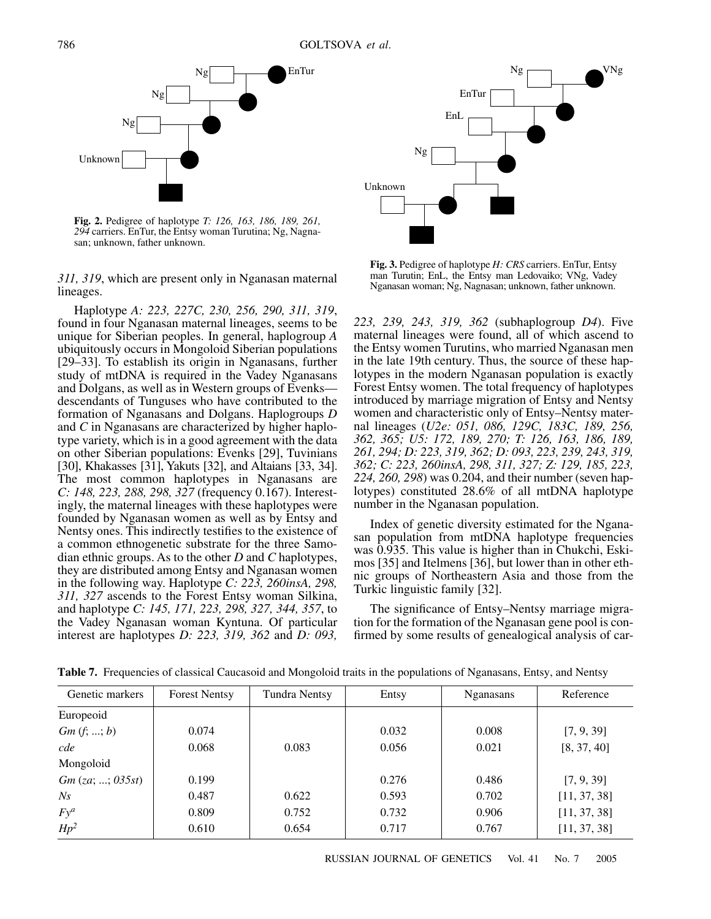**Fig. 2.** Pedigree of haplotype *T: 126, 163, 186, 189, 261, 294* carriers. EnTur, the Entsy woman Turutina; Ng, Nagnasan; unknown, father unknown.

**Fig. 3.** Pedigree of haplotype *H: CRS* carriers. EnTur, Entsy man Turutin; EnL, the Entsy man Ledovaiko; VNg, Vadey Nganasan woman; Ng, Nagnasan; unknown, father unknown.

*311, 319*, which are present only in Nganasan maternal lineages.

Haplotype *A: 223, 227C, 230, 256, 290, 311, 319*, found in four Nganasan maternal lineages, seems to be unique for Siberian peoples. In general, haplogroup *A* ubiquitously occurs in Mongoloid Siberian populations [29–33]. To establish its origin in Nganasans, further study of mtDNA is required in the Vadey Nganasans and Dolgans, as well as in Western groups of Evenks—descendants of Tunguses who have contributed to the formation of Nganasans and Dolgans. Haplogroups *D* and *C* in Nganasans are characterized by higher haplotype variety, which is in a good agreement with the data on other Siberian populations: Evenks [29], Tuvinians [30], Khakasses [31], Yakuts [32], and Altaians [33, 34]. The most common haplotypes in Nganasans are *C: 148, 223, 288, 298, 327* (frequency 0.167). Interestingly, the maternal lineages with these haplotypes were founded by Nganasan women as well as by Entsy and Nentsy ones. This indirectly testifies to the existence of a common ethnogenetic substrate for the three Samodian ethnic groups. As to the other *D* and *C* haplotypes, they are distributed among Entsy and Nganasan women in the following way. Haplotype *C: 223, 260insA, 298, 311, 327* ascends to the Forest Entsy woman Silkina, and haplotype *C: 145, 171, 223, 298, 327, 344, 357*, to the Vadey Nganasan woman Kyntuna. Of particular interest are haplotypes *D: 223, 319, 362* and *D: 093, 223, 239, 243, 319, 362* (subhaplogroup *D4*). Five maternal lineages were found, all of which ascend to the Entsy women Turutins, who married Nganasan men in the late 19th century. Thus, the source of these haplotypes in the modern Nganasan population is exactly Forest Entsy women. The total frequency of haplotypes introduced by marriage migration of Entsy and Nentsy women and characteristic only of Entsy–Nentsy maternal lineages (*U2e: 051, 086, 129C, 183C, 189, 256, 362, 365; U5: 172, 189, 270; T: 126, 163, 186, 189, 261, 294; D: 223, 319, 362; D: 093, 223, 239, 243, 319, 362; C: 223, 260insA, 298, 311, 327; Z: 129, 185, 223, 224, 260, 298*) was 0.204, and their number (seven haplotypes) constituted 28.6% of all mtDNA haplotype number in the Nganasan population.

Index of genetic diversity estimated for the Nganasan population from mtDNA haplotype frequencies was 0.935. This value is higher than in Chukchi, Eskimos [35] and Itelmens [36], but lower than in other ethnic groups of Northeastern Asia and those from the Turkic linguistic family [32].

The significance of Entsy–Nentsy marriage migration for the formation of the Nganasan gene pool is confirmed by some results of genealogical analysis of car-

**Table 7.** Frequencies of classical Caucasoid and Mongoloid traits in the populations of Nganasans, Entsy, and Nentsy

| Genetic markers | Forest Nentsy | Tundra Nentsy | Entsy | Nganasans | Reference |
|---|---|---|---|---|---|
| Europeoid | | | | | |
| *Gm* (*f*; ...; *b*) | 0.074 | | 0.032 | 0.008 | [7, 9, 39] |
| *cde* | 0.068 | 0.083 | 0.056 | 0.021 | [8, 37, 40] |
| Mongoloid | | | | | |
| *Gm* (*za*; ...; *035st*) | 0.199 | | 0.276 | 0.486 | [7, 9, 39] |
| *Ns* | 0.487 | 0.622 | 0.593 | 0.702 | [11, 37, 38] |
| $Fy^a$ | 0.809 | 0.752 | 0.732 | 0.906 | [11, 37, 38] |
| $Hp^2$ | 0.610 | 0.654 | 0.717 | 0.767 | [11, 37, 38] |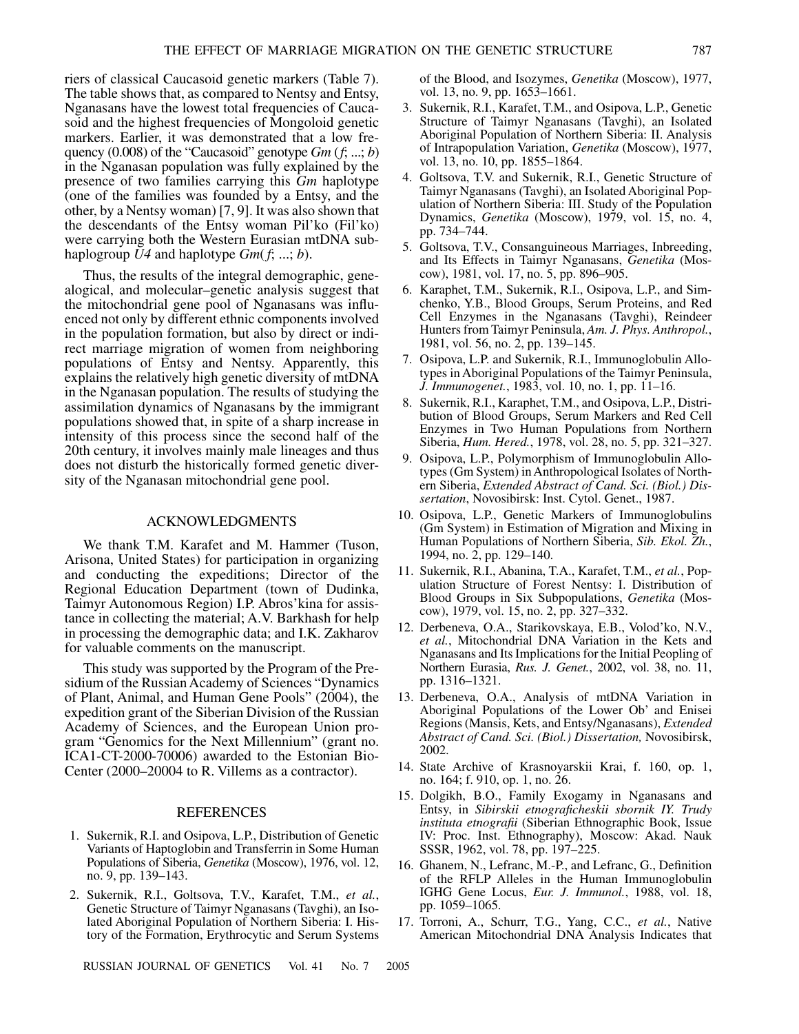riers of classical Caucasoid genetic markers (Table 7). The table shows that, as compared to Nentsy and Entsy, Nganasans have the lowest total frequencies of Caucasoid and the highest frequencies of Mongoloid genetic markers. Earlier, it was demonstrated that a low frequency (0.008) of the "Caucasoid" genotype *Gm* (*f*; ...; *b*) in the Nganasan population was fully explained by the presence of two families carrying this *Gm* haplotype (one of the families was founded by a Entsy, and the other, by a Nentsy woman) [7, 9]. It was also shown that the descendants of the Entsy woman Pil'ko (Fil'ko) were carrying both the Western Eurasian mtDNA subhaplogroup *U4* and haplotype *Gm*(*f*; ...; *b*).

Thus, the results of the integral demographic, genealogical, and molecular–genetic analysis suggest that the mitochondrial gene pool of Nganasans was influenced not only by different ethnic components involved in the population formation, but also by direct or indirect marriage migration of women from neighboring populations of Entsy and Nentsy. Apparently, this explains the relatively high genetic diversity of mtDNA in the Nganasan population. The results of studying the assimilation dynamics of Nganasans by the immigrant populations showed that, in spite of a sharp increase in intensity of this process since the second half of the 20th century, it involves mainly male lineages and thus does not disturb the historically formed genetic diversity of the Nganasan mitochondrial gene pool.

## ACKNOWLEDGMENTS

We thank T.M. Karafet and M. Hammer (Tuson, Arisona, United States) for participation in organizing and conducting the expeditions; Director of the Regional Education Department (town of Dudinka, Taimyr Autonomous Region) I.P. Abros'kina for assistance in collecting the material; A.V. Barkhash for help in processing the demographic data; and I.K. Zakharov for valuable comments on the manuscript.

This study was supported by the Program of the Presidium of the Russian Academy of Sciences "Dynamics of Plant, Animal, and Human Gene Pools" (2004), the expedition grant of the Siberian Division of the Russian Academy of Sciences, and the European Union program "Genomics for the Next Millennium" (grant no. ICA1-CT-2000-70006) awarded to the Estonian Bio-Center (2000–20004 to R. Villems as a contractor).

## REFERENCES

1. Sukernik, R.I. and Osipova, L.P., Distribution of Genetic Variants of Haptoglobin and Transferrin in Some Human Populations of Siberia, *Genetika* (Moscow), 1976, vol. 12, no. 9, pp. 139–143.
2. Sukernik, R.I., Goltsova, T.V., Karafet, T.M., *et al.*, Genetic Structure of Taimyr Nganasans (Tavghi), an Isolated Aboriginal Population of Northern Siberia: I. History of the Formation, Erythrocytic and Serum Systems of the Blood, and Isozymes, *Genetika* (Moscow), 1977, vol. 13, no. 9, pp. 1653–1661.
3. Sukernik, R.I., Karafet, T.M., and Osipova, L.P., Genetic Structure of Taimyr Nganasans (Tavghi), an Isolated Aboriginal Population of Northern Siberia: II. Analysis of Intrapopulation Variation, *Genetika* (Moscow), 1977, vol. 13, no. 10, pp. 1855–1864.
4. Goltsova, T.V. and Sukernik, R.I., Genetic Structure of Taimyr Nganasans (Tavghi), an Isolated Aboriginal Population of Northern Siberia: III. Study of the Population Dynamics, *Genetika* (Moscow), 1979, vol. 15, no. 4, pp. 734–744.
5. Goltsova, T.V., Consanguineous Marriages, Inbreeding, and Its Effects in Taimyr Nganasans, *Genetika* (Moscow), 1981, vol. 17, no. 5, pp. 896–905.
6. Karaphet, T.M., Sukernik, R.I., Osipova, L.P., and Simchenko, Y.B., Blood Groups, Serum Proteins, and Red Cell Enzymes in the Nganasans (Tavghi), Reindeer Hunters from Taimyr Peninsula, *Am. J. Phys. Anthropol.*, 1981, vol. 56, no. 2, pp. 139–145.
7. Osipova, L.P. and Sukernik, R.I., Immunoglobulin Allotypes in Aboriginal Populations of the Taimyr Peninsula, *J. Immunogenet.*, 1983, vol. 10, no. 1, pp. 11–16.
8. Sukernik, R.I., Karaphet, T.M., and Osipova, L.P., Distribution of Blood Groups, Serum Markers and Red Cell Enzymes in Two Human Populations from Northern Siberia, *Hum. Hered.*, 1978, vol. 28, no. 5, pp. 321–327.
9. Osipova, L.P., Polymorphism of Immunoglobulin Allotypes (Gm System) in Anthropological Isolates of Northern Siberia, *Extended Abstract of Cand. Sci. (Biol.) Dissertation*, Novosibirsk: Inst. Cytol. Genet., 1987.
10. Osipova, L.P., Genetic Markers of Immunoglobulins (Gm System) in Estimation of Migration and Mixing in Human Populations of Northern Siberia, *Sib. Ekol. Zh.*, 1994, no. 2, pp. 129–140.
11. Sukernik, R.I., Abanina, T.A., Karafet, T.M., *et al.*, Population Structure of Forest Nentsy: I. Distribution of Blood Groups in Six Subpopulations, *Genetika* (Moscow), 1979, vol. 15, no. 2, pp. 327–332.
12. Derbeneva, O.A., Starikovskaya, E.B., Volod'ko, N.V., *et al.*, Mitochondrial DNA Variation in the Kets and Nganasans and Its Implications for the Initial Peopling of Northern Eurasia, *Rus. J. Genet.*, 2002, vol. 38, no. 11, pp. 1316–1321.
13. Derbeneva, O.A., Analysis of mtDNA Variation in Aboriginal Populations of the Lower Ob' and Enisei Regions (Mansis, Kets, and Entsy/Nganasans), *Extended Abstract of Cand. Sci. (Biol.) Dissertation,* Novosibirsk, 2002.
14. State Archive of Krasnoyarskii Krai, f. 160, op. 1, no. 164; f. 910, op. 1, no. 26.
15. Dolgikh, B.O., Family Exogamy in Nganasans and Entsy, in *Sibirskii etnograficheskii sbornik IY. Trudy instituta etnografii* (Siberian Ethnographic Book, Issue IV: Proc. Inst. Ethnography), Moscow: Akad. Nauk SSSR, 1962, vol. 78, pp. 197–225.
16. Ghanem, N., Lefranc, M.-P., and Lefranc, G., Definition of the RFLP Alleles in the Human Immunoglobulin IGHG Gene Locus, *Eur. J. Immunol.*, 1988, vol. 18, pp. 1059–1065.
17. Torroni, A., Schurr, T.G., Yang, C.C., *et al.*, Native American Mitochondrial DNA Analysis Indicates that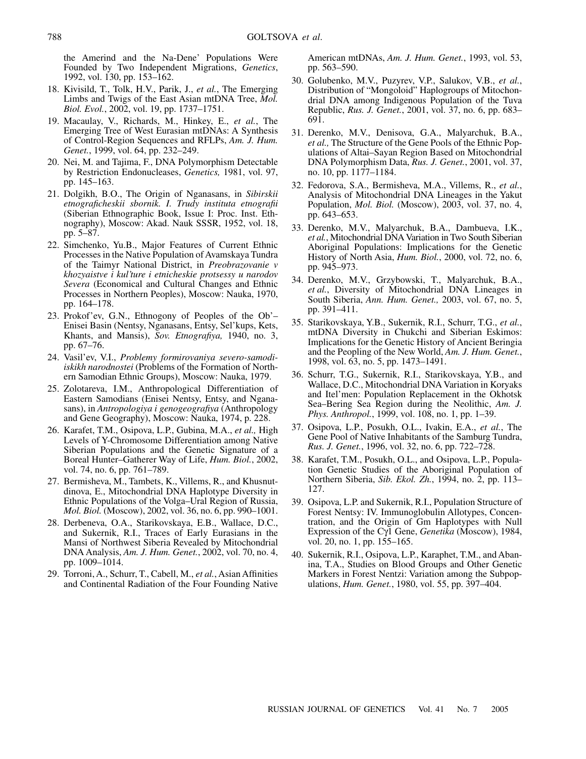the Amerind and the Na-Dene' Populations Were Founded by Two Independent Migrations, *Genetics*, 1992, vol. 130, pp. 153–162.

18. Kivisild, T., Tolk, H.V., Parik, J., *et al.*, The Emerging Limbs and Twigs of the East Asian mtDNA Tree, *Mol. Biol. Evol.*, 2002, vol. 19, pp. 1737–1751.
19. Macaulay, V., Richards, M., Hinkey, E., *et al.*, The Emerging Tree of West Eurasian mtDNAs: A Synthesis of Control-Region Sequences and RFLPs, *Am. J. Hum. Genet.*, 1999, vol. 64, pp. 232–249.
20. Nei, M. and Tajima, F., DNA Polymorphism Detectable by Restriction Endonucleases, *Genetics,* 1981, vol. 97, pp. 145–163.
21. Dolgikh, B.O., The Origin of Nganasans, in *Sibirskii etnograficheskii sbornik. I. Trudy instituta etnografii* (Siberian Ethnographic Book, Issue I: Proc. Inst. Ethnography), Moscow: Akad. Nauk SSSR, 1952, vol. 18, pp. 5–87.
22. Simchenko, Yu.B., Major Features of Current Ethnic Processes in the Native Population of Avamskaya Tundra of the Taimyr National District, in *Preobrazovanie v khozyaistve i kul'ture i etnicheskie protsessy u narodov Severa* (Economical and Cultural Changes and Ethnic Processes in Northern Peoples), Moscow: Nauka, 1970, pp. 164–178.
23. Prokof'ev, G.N., Ethnogony of Peoples of the Ob'–Enisei Basin (Nentsy, Nganasans, Entsy, Sel'kups, Kets, Khants, and Mansis), *Sov. Etnografiya,* 1940, no. 3, pp. 67–76.
24. Vasil'ev, V.I., *Problemy formirovaniya severo-samodiiskikh narodnostei* (Problems of the Formation of Northern Samodian Ethnic Groups), Moscow: Nauka, 1979.
25. Zolotareva, I.M., Anthropological Differentiation of Eastern Samodians (Enisei Nentsy, Entsy, and Nganasans), in *Antropologiya i genogeografiya* (Anthropology and Gene Geography), Moscow: Nauka, 1974, p. 228.
26. Karafet, T.M., Osipova, L.P., Gubina, M.A., *et al.,* High Levels of Y-Chromosome Differentiation among Native Siberian Populations and the Genetic Signature of a Boreal Hunter–Gatherer Way of Life, *Hum. Biol.*, 2002, vol. 74, no. 6, pp. 761–789.
27. Bermisheva, M., Tambets, K., Villems, R., and Khusnutdinova, E., Mitochondrial DNA Haplotype Diversity in Ethnic Populations of the Volga–Ural Region of Russia, *Mol. Biol.* (Moscow), 2002, vol. 36, no. 6, pp. 990–1001.
28. Derbeneva, O.A., Starikovskaya, E.B., Wallace, D.C., and Sukernik, R.I., Traces of Early Eurasians in the Mansi of Northwest Siberia Revealed by Mitochondrial DNA Analysis, *Am. J. Hum. Genet.*, 2002, vol. 70, no. 4, pp. 1009–1014.
29. Torroni, A., Schurr, T., Cabell, M., *et al.*, Asian Affinities and Continental Radiation of the Four Founding Native American mtDNAs, *Am. J. Hum. Genet.*, 1993, vol. 53, pp. 563–590.
30. Golubenko, M.V., Puzyrev, V.P., Salukov, V.B., *et al.*, Distribution of "Mongoloid" Haplogroups of Mitochondrial DNA among Indigenous Population of the Tuva Republic, *Rus. J. Genet.*, 2001, vol. 37, no. 6, pp. 683–691.
31. Derenko, M.V., Denisova, G.A., Malyarchuk, B.A., *et al.,* The Structure of the Gene Pools of the Ethnic Populations of Altai–Sayan Region Based on Mitochondrial DNA Polymorphism Data, *Rus. J. Genet.*, 2001, vol. 37, no. 10, pp. 1177–1184.
32. Fedorova, S.A., Bermisheva, M.A., Villems, R., *et al.*, Analysis of Mitochondrial DNA Lineages in the Yakut Population, *Mol. Biol.* (Moscow), 2003, vol. 37, no. 4, pp. 643–653.
33. Derenko, M.V., Malyarchuk, B.A., Dambueva, I.K., *et al.*, Mitochondrial DNA Variation in Two South Siberian Aboriginal Populations: Implications for the Genetic History of North Asia, *Hum. Biol.*, 2000, vol. 72, no. 6, pp. 945–973.
34. Derenko, M.V., Grzybowski, T., Malyarchuk, B.A., *et al.*, Diversity of Mitochondrial DNA Lineages in South Siberia, *Ann. Hum. Genet.,* 2003, vol. 67, no. 5, pp. 391–411.
35. Starikovskaya, Y.B., Sukernik, R.I., Schurr, T.G., *et al.*, mtDNA Diversity in Chukchi and Siberian Eskimos: Implications for the Genetic History of Ancient Beringia and the Peopling of the New World, *Am. J. Hum. Genet.*, 1998, vol. 63, no. 5, pp. 1473–1491.
36. Schurr, T.G., Sukernik, R.I., Starikovskaya, Y.B., and Wallace, D.C., Mitochondrial DNA Variation in Koryaks and Itel'men: Population Replacement in the Okhotsk Sea–Bering Sea Region during the Neolithic, *Am. J. Phys. Anthropol.*, 1999, vol. 108, no. 1, pp. 1–39.
37. Osipova, L.P., Posukh, O.L., Ivakin, E.A., *et al.*, The Gene Pool of Native Inhabitants of the Samburg Tundra, *Rus. J. Genet.*, 1996, vol. 32, no. 6, pp. 722–728.
38. Karafet, T.M., Posukh, O.L., and Osipova, L.P., Population Genetic Studies of the Aboriginal Population of Northern Siberia, *Sib. Ekol. Zh.*, 1994, no. 2, pp. 113–127.
39. Osipova, L.P. and Sukernik, R.I., Population Structure of Forest Nentsy: IV. Immunoglobulin Allotypes, Concentration, and the Origin of Gm Haplotypes with Null Expression of the Cγ1 Gene, *Genetika* (Moscow), 1984, vol. 20, no. 1, pp. 155–165.
40. Sukernik, R.I., Osipova, L.P., Karaphet, T.M., and Abanina, T.A., Studies on Blood Groups and Other Genetic Markers in Forest Nentzi: Variation among the Subpopulations, *Hum. Genet.*, 1980, vol. 55, pp. 397–404.